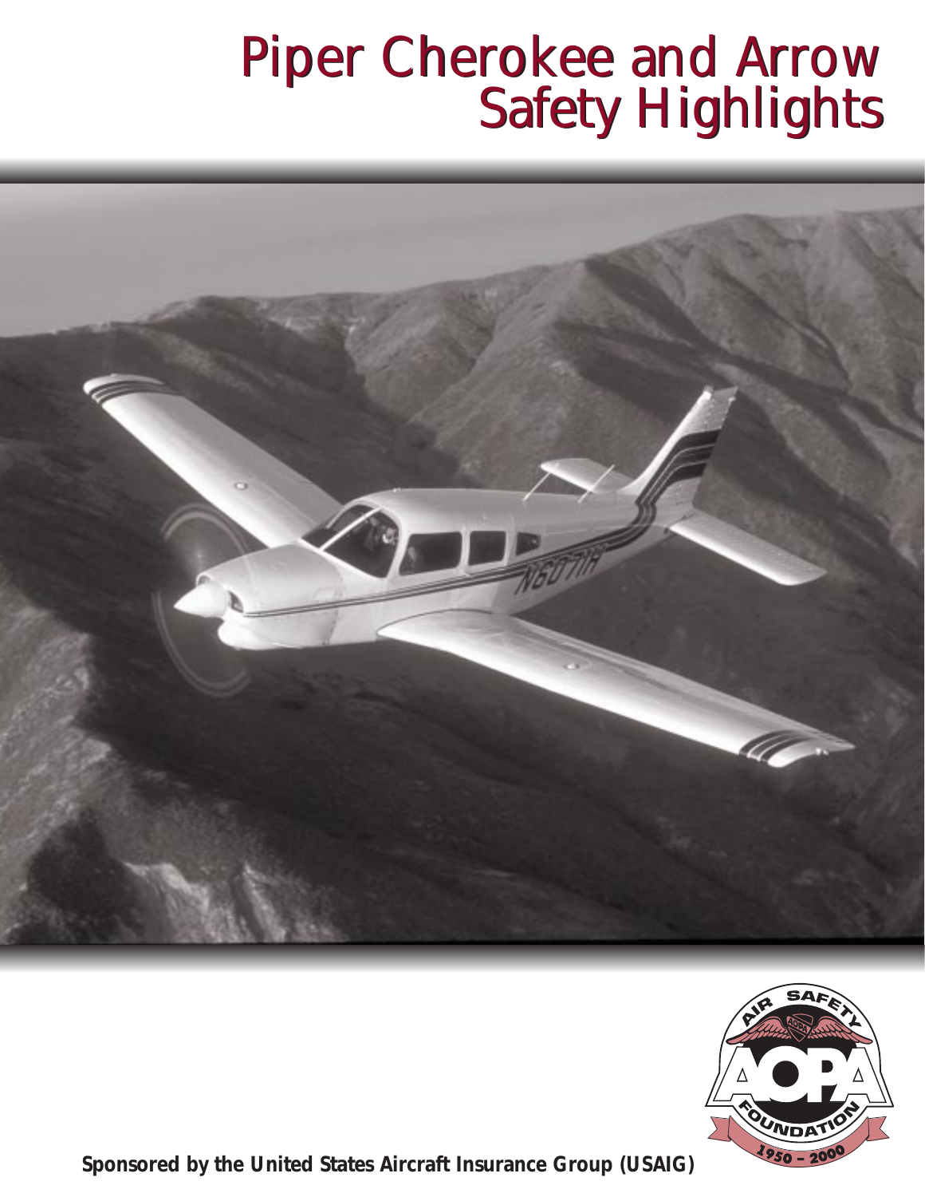# Piper Cherokee and Arrow Safety Highlights

**Sponsored by the United States Aircraft Insurance Group (USAIG)**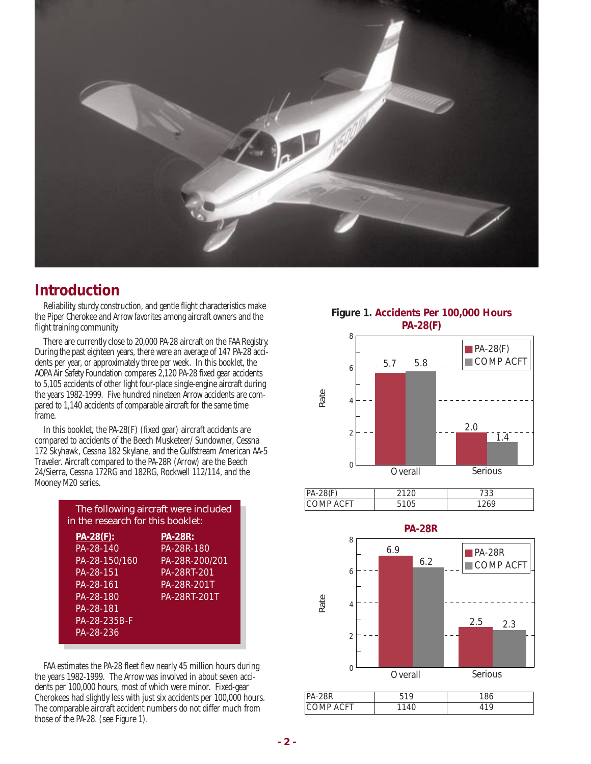## Introduction

Reliability, sturdy construction, and gentle flight characteristics make the Piper Cherokee and Arrow favorites among aircraft owners and the flight training community.

There are currently close to 20,000 PA-28 aircraft on the FAA Registry. During the past eighteen years, there were an average of 147 PA-28 accidents per year, or approximately three per week. In this booklet, the AOPA Air Safety Foundation compares 2,120 PA-28 fixed gear accidents to 5,105 accidents of other light four-place single-engine aircraft during the years 1982-1999. Five hundred nineteen Arrow accidents are compared to 1,140 accidents of comparable aircraft for the same time frame.

In this booklet, the PA-28(F) (fixed gear) aircraft accidents are compared to accidents of the Beech Musketeer/ Sundowner, Cessna 172 Skyhawk, Cessna 182 Skylane, and the Gulfstream American AA-5 Traveler. Aircraft compared to the PA-28R (Arrow) are the Beech 24/Sierra, Cessna 172RG and 182RG, Rockwell 112/114, and the Mooney M20 series.

The following aircraft were included in the research for this booklet:

| **PA-28(F):** | **PA-28R:** |
|---|---|
| PA-28-140 | PA-28R-180 |
| PA-28-150/160 | PA-28R-200/201 |
| PA-28-151 | PA-28RT-201 |
| PA-28-161 | PA-28R-201T |
| PA-28-180 | PA-28RT-201T |
| PA-28-181 | |
| PA-28-235B-F | |
| PA-28-236 | |

FAA estimates the PA-28 fleet flew nearly 45 million hours during the years 1982-1999. The Arrow was involved in about seven accidents per 100,000 hours, most of which were minor. Fixed-gear Cherokees had slightly less with just six accidents per 100,000 hours. The comparable aircraft accident numbers do not differ much from those of the PA-28. (see Figure 1).

**Figure 1. Accidents Per 100,000 Hours**

**PA-28(F)**

| Rate | Overall | Serious |
|---|---|---|
| PA-28(F) | 5.7 | 2.0 |
| COMP ACFT | 5.8 | 1.4 |

| | Overall | Serious |
|---|---|---|
| PA-28(F) | 2120 | 733 |
| COMP ACFT | 5105 | 1269 |

**PA-28R**

| Rate | Overall | Serious |
|---|---|---|
| PA-28R | 6.9 | 2.5 |
| COMP ACFT | 6.2 | 2.3 |

| | Overall | Serious |
|---|---|---|
| PA-28R | 519 | 186 |
| COMP ACFT | 1140 | 419 |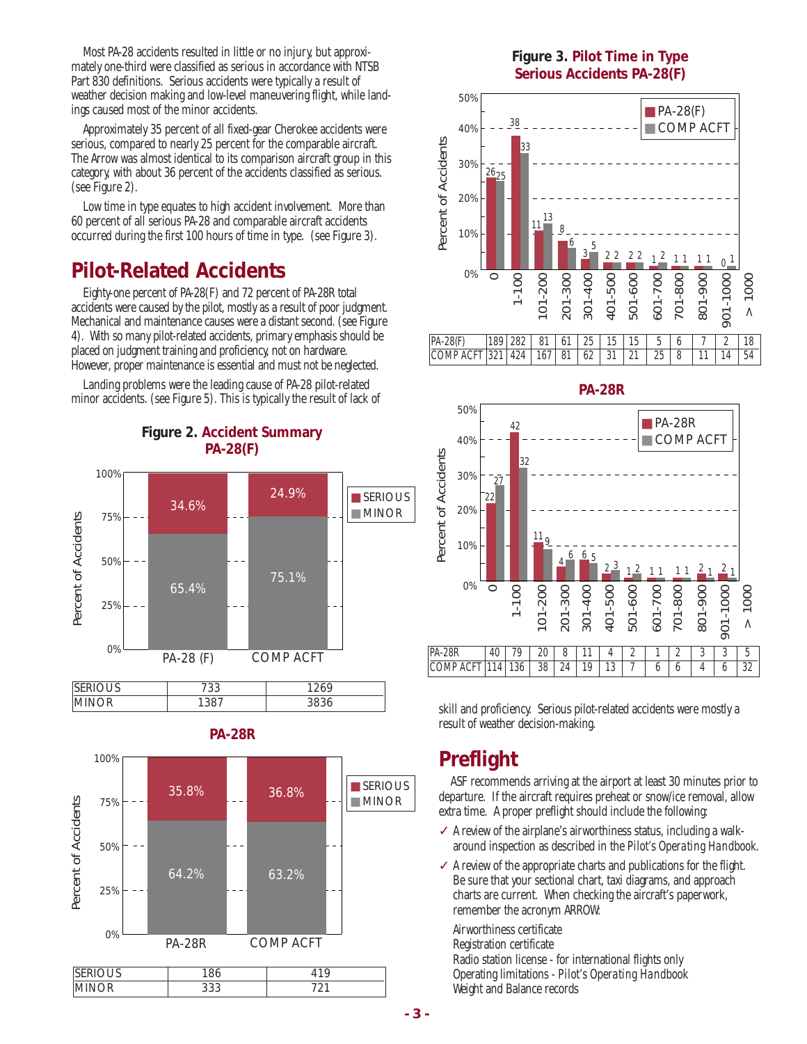Most PA-28 accidents resulted in little or no injury, but approximately one-third were classified as serious in accordance with NTSB Part 830 definitions. Serious accidents were typically a result of weather decision making and low-level maneuvering flight, while landings caused most of the minor accidents.

Approximately 35 percent of all fixed-gear Cherokee accidents were serious, compared to nearly 25 percent for the comparable aircraft. The Arrow was almost identical to its comparison aircraft group in this category, with about 36 percent of the accidents classified as serious. (see Figure 2).

Low time in type equates to high accident involvement. More than 60 percent of all serious PA-28 and comparable aircraft accidents occurred during the first 100 hours of time in type. (see Figure 3).

## Pilot-Related Accidents

Eighty-one percent of PA-28(F) and 72 percent of PA-28R total accidents were caused by the pilot, mostly as a result of poor judgment. Mechanical and maintenance causes were a distant second. (see Figure 4). With so many pilot-related accidents, primary emphasis should be placed on judgment training and proficiency, not on hardware. However, proper maintenance is essential and must not be neglected.

Landing problems were the leading cause of PA-28 pilot-related minor accidents. (see Figure 5). This is typically the result of lack of skill and proficiency. Serious pilot-related accidents were mostly a result of weather decision-making.

**Figure 2. Accident Summary PA-28(F)**

| | PA-28 (F) | COMP ACFT |
|---|---|---|
| SERIOUS | 733 (34.6%) | 1269 (24.9%) |
| MINOR | 1387 (65.4%) | 3836 (75.1%) |

**PA-28R**

| | PA-28R | COMP ACFT |
|---|---|---|
| SERIOUS | 186 (35.8%) | 419 (36.8%) |
| MINOR | 333 (64.2%) | 721 (63.2%) |

**Figure 3. Pilot Time in Type Serious Accidents PA-28(F)**

| | 0 | 1-100 | 101-200 | 201-300 | 301-400 | 401-500 | 501-600 | 601-700 | 701-800 | 801-900 | 901-1000 | > 1000 |
|---|---|---|---|---|---|---|---|---|---|---|---|---|
| PA-28(F) (%) | 26 | 38 | 11 | 8 | 3 | 2 | 2 | 1 | 1 | 1 | 0 | |
| COMP ACFT (%) | 25 | 33 | 13 | 6 | 5 | 2 | 2 | 2 | 1 | 1 | 1 | |
| PA-28(F) | 189 | 282 | 81 | 61 | 25 | 15 | 15 | 5 | 6 | 7 | 2 | 18 |
| COMP ACFT | 321 | 424 | 167 | 81 | 62 | 31 | 21 | 25 | 8 | 11 | 14 | 54 |

**PA-28R**

| | 0 | 1-100 | 101-200 | 201-300 | 301-400 | 401-500 | 501-600 | 601-700 | 701-800 | 801-900 | 901-1000 | > 1000 |
|---|---|---|---|---|---|---|---|---|---|---|---|---|
| PA-28R (%) | 22 | 42 | 11 | 4 | 6 | 2 | 1 | 1 | 1 | 2 | 2 | |
| COMP ACFT (%) | 27 | 32 | 9 | 6 | 5 | 3 | 2 | 1 | 1 | 1 | 1 | |
| PA-28R | 40 | 79 | 20 | 8 | 11 | 4 | 2 | 1 | 2 | 3 | 3 | 5 |
| COMP ACFT | 114 | 136 | 38 | 24 | 19 | 13 | 7 | 6 | 6 | 4 | 6 | 32 |

## Preflight

ASF recommends arriving at the airport at least 30 minutes prior to departure. If the aircraft requires preheat or snow/ice removal, allow extra time. A proper preflight should include the following:

- ✓ A review of the airplane's airworthiness status, including a walk-around inspection as described in the *Pilot's Operating Handbook*.
- ✓ A review of the appropriate charts and publications for the flight. Be sure that your sectional chart, taxi diagrams, and approach charts are current. When checking the aircraft's paperwork, remember the acronym ARROW:

  Airworthiness certificate
  Registration certificate
  Radio station license - for international flights only
  Operating limitations - *Pilot's Operating Handbook*
  Weight and Balance records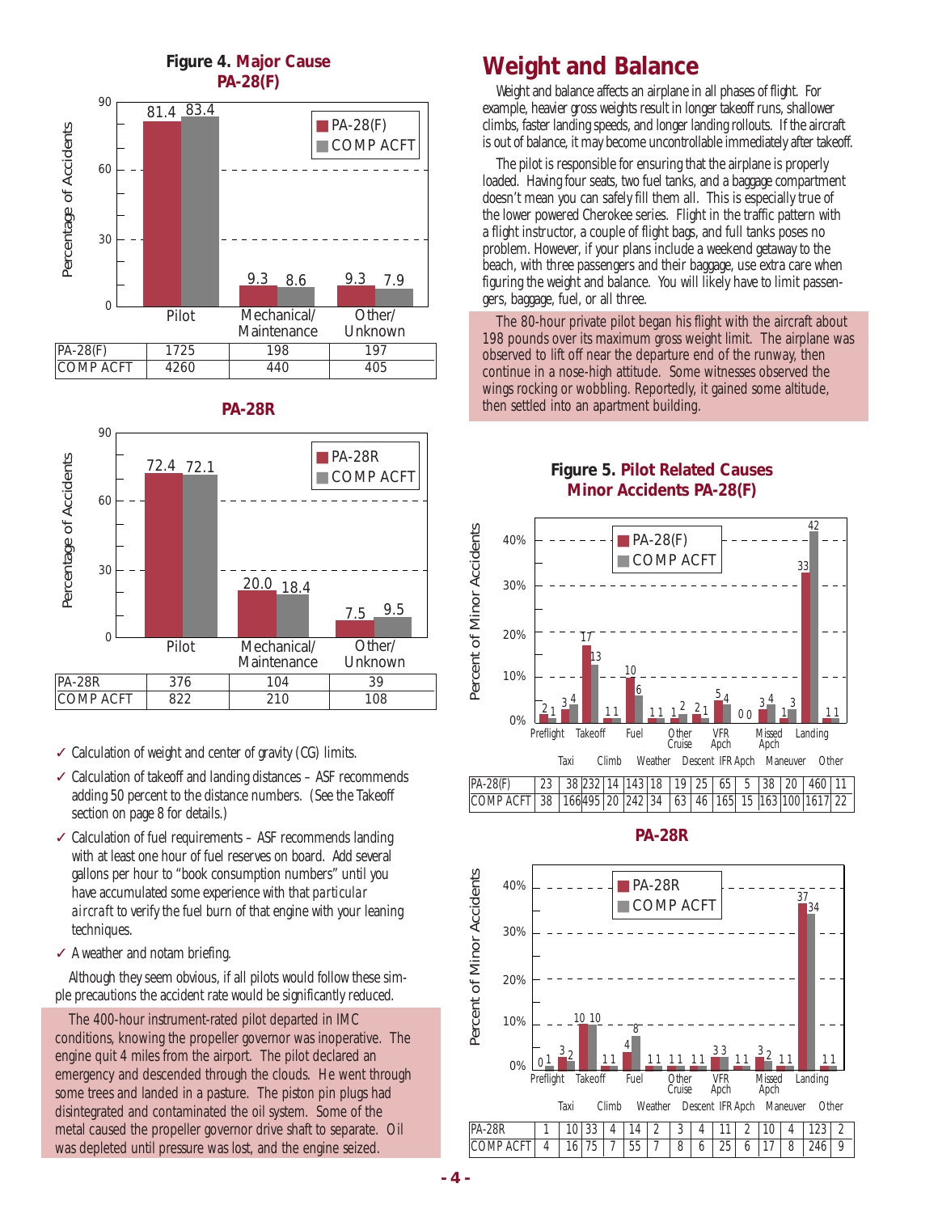**Figure 4. Major Cause PA-28(F)**

| | Pilot | Mechanical/ Maintenance | Other/ Unknown |
|---|---|---|---|
| PA-28(F) | 1725 | 198 | 197 |
| COMP ACFT | 4260 | 440 | 405 |

**PA-28R**

| | Pilot | Mechanical/ Maintenance | Other/ Unknown |
|---|---|---|---|
| PA-28R | 376 | 104 | 39 |
| COMP ACFT | 822 | 210 | 108 |

- ✓ Calculation of weight and center of gravity (CG) limits.
- ✓ Calculation of takeoff and landing distances – ASF recommends adding 50 percent to the distance numbers. (See the Takeoff section on page 8 for details.)
- ✓ Calculation of fuel requirements – ASF recommends landing with at least one hour of fuel reserves on board. Add several gallons per hour to "book consumption numbers" until you have accumulated some experience with that *particular aircraft* to verify the fuel burn of that engine with your leaning techniques.
- ✓ A weather and notam briefing.

Although they seem obvious, if all pilots would follow these simple precautions the accident rate would be significantly reduced.

> The 400-hour instrument-rated pilot departed in IMC conditions, knowing the propeller governor was inoperative. The engine quit 4 miles from the airport. The pilot declared an emergency and descended through the clouds. He went through some trees and landed in a pasture. The piston pin plugs had disintegrated and contaminated the oil system. Some of the metal caused the propeller governor drive shaft to separate. Oil was depleted until pressure was lost, and the engine seized.

## Weight and Balance

Weight and balance affects an airplane in all phases of flight. For example, heavier gross weights result in longer takeoff runs, shallower climbs, faster landing speeds, and longer landing rollouts. If the aircraft is out of balance, it may become uncontrollable immediately after takeoff.

The pilot is responsible for ensuring that the airplane is properly loaded. Having four seats, two fuel tanks, and a baggage compartment doesn't mean you can safely fill them all. This is especially true of the lower powered Cherokee series. Flight in the traffic pattern with a flight instructor, a couple of flight bags, and full tanks poses no problem. However, if your plans include a weekend getaway to the beach, with three passengers and their baggage, use extra care when figuring the weight and balance. You will likely have to limit passengers, baggage, fuel, or all three.

> The 80-hour private pilot began his flight with the aircraft about 198 pounds over its maximum gross weight limit. The airplane was observed to lift off near the departure end of the runway, then continue in a nose-high attitude. Some witnesses observed the wings rocking or wobbling. Reportedly, it gained some altitude, then settled into an apartment building.

**Figure 5. Pilot Related Causes Minor Accidents PA-28(F)**

| | Preflight | Taxi | Takeoff | Climb | Fuel | Weather | Other Cruise | Descent | VFR Apch | IFR Apch | Missed Apch | Maneuver | Landing | Other |
|---|---|---|---|---|---|---|---|---|---|---|---|---|---|---|
| PA-28(F) | 23 | 38 | 232 | 14 | 143 | 18 | 19 | 25 | 65 | 5 | 38 | 20 | 460 | 11 |
| COMP ACFT | 38 | 166 | 495 | 20 | 242 | 34 | 63 | 46 | 165 | 15 | 163 | 100 | 1617 | 22 |

**PA-28R**

| | Preflight | Taxi | Takeoff | Climb | Fuel | Weather | Other Cruise | Descent | VFR Apch | IFR Apch | Missed Apch | Maneuver | Landing | Other |
|---|---|---|---|---|---|---|---|---|---|---|---|---|---|---|
| PA-28R | 1 | 10 | 33 | 4 | 14 | 2 | 3 | 4 | 11 | 2 | 10 | 4 | 123 | 2 |
| COMP ACFT | 4 | 16 | 75 | 7 | 55 | 7 | 8 | 6 | 25 | 6 | 17 | 8 | 246 | 9 |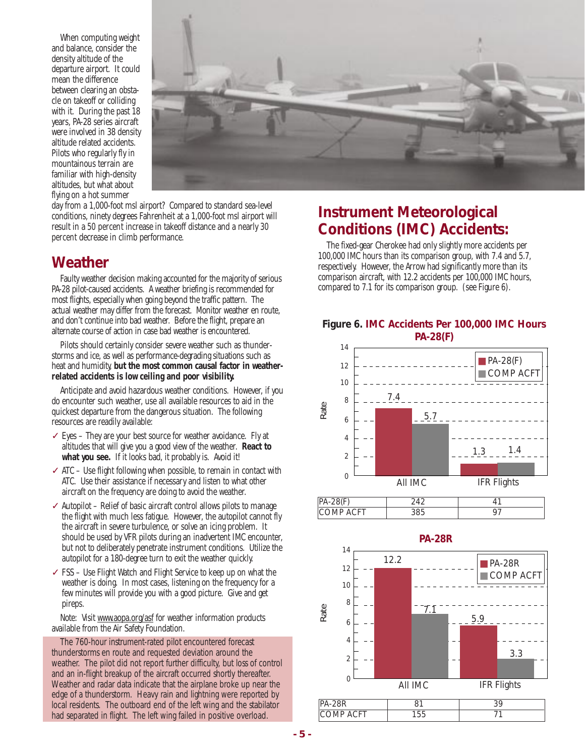When computing weight and balance, consider the density altitude of the departure airport. It could mean the difference between clearing an obstacle on takeoff or colliding with it. During the past 18 years, PA-28 series aircraft were involved in 38 density altitude related accidents. Pilots who regularly fly in mountainous terrain are familiar with high-density altitudes, but what about flying on a hot summer day from a 1,000-foot msl airport? Compared to standard sea-level conditions, ninety degrees Fahrenheit at a 1,000-foot msl airport will result in a 50 percent increase in takeoff distance and a nearly 30 percent decrease in climb performance.

## Weather

Faulty weather decision making accounted for the majority of serious PA-28 pilot-caused accidents. A weather briefing is recommended for most flights, especially when going beyond the traffic pattern. The actual weather may differ from the forecast. Monitor weather en route, and don't continue into bad weather. Before the flight, prepare an alternate course of action in case bad weather is encountered.

Pilots should certainly consider severe weather such as thunderstorms and ice, as well as performance-degrading situations such as heat and humidity, **but the most common causal factor in weather-related accidents is low ceiling and poor visibility.**

Anticipate and avoid hazardous weather conditions. However, if you do encounter such weather, use all available resources to aid in the quickest departure from the dangerous situation. The following resources are readily available:

- ✓ Eyes – They are your best source for weather avoidance. Fly at altitudes that will give you a good view of the weather. **React to what you see.** If it looks bad, it probably is. Avoid it!
- ✓ ATC – Use flight following when possible, to remain in contact with ATC. Use their assistance if necessary and listen to what other aircraft on the frequency are doing to avoid the weather.
- ✓ Autopilot – Relief of basic aircraft control allows pilots to manage the flight with much less fatigue. However, the autopilot cannot fly the aircraft in severe turbulence, or solve an icing problem. It should be used by VFR pilots during an inadvertent IMC encounter, but not to deliberately penetrate instrument conditions. Utilize the autopilot for a 180-degree turn to exit the weather quickly.
- ✓ FSS – Use Flight Watch and Flight Service to keep up on what the weather is doing. In most cases, listening on the frequency for a few minutes will provide you with a good picture. Give and get pireps.

Note: Visit www.aopa.org/asf for weather information products available from the Air Safety Foundation.

The 760-hour instrument-rated pilot encountered forecast thunderstorms en route and requested deviation around the weather. The pilot did not report further difficulty, but loss of control and an in-flight breakup of the aircraft occurred shortly thereafter. Weather and radar data indicate that the airplane broke up near the edge of a thunderstorm. Heavy rain and lightning were reported by local residents. The outboard end of the left wing and the stabilator had separated in flight. The left wing failed in positive overload.

## Instrument Meteorological Conditions (IMC) Accidents:

The fixed-gear Cherokee had only slightly more accidents per 100,000 IMC hours than its comparison group, with 7.4 and 5.7, respectively. However, the Arrow had significantly more than its comparison aircraft, with 12.2 accidents per 100,000 IMC hours, compared to 7.1 for its comparison group. (see Figure 6).

**Figure 6. IMC Accidents Per 100,000 IMC Hours**

**PA-28(F)**

| Rate | All IMC | IFR Flights |
|---|---|---|
| PA-28(F) | 7.4 | 1.3 |
| COMP ACFT | 5.7 | 1.4 |

| | | |
|---|---|---|
| PA-28(F) | 242 | 41 |
| COMP ACFT | 385 | 97 |

**PA-28R**

| Rate | All IMC | IFR Flights |
|---|---|---|
| PA-28R | 12.2 | 5.9 |
| COMP ACFT | 7.1 | 3.3 |

| | | |
|---|---|---|
| PA-28R | 81 | 39 |
| COMP ACFT | 155 | 71 |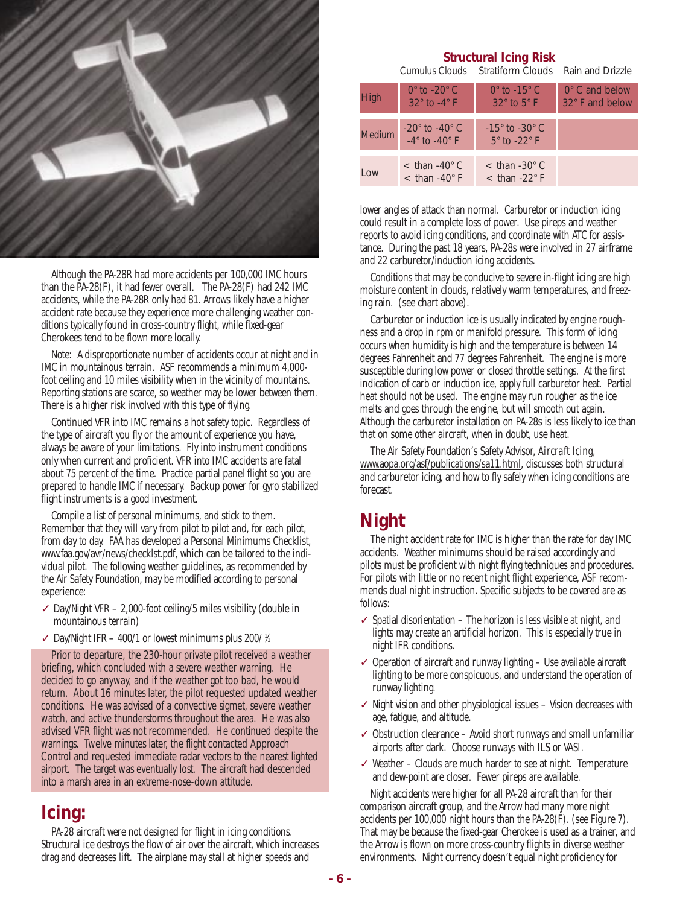Although the PA-28R had more accidents per 100,000 IMC hours than the PA-28(F), it had fewer overall. The PA-28(F) had 242 IMC accidents, while the PA-28R only had 81. Arrows likely have a higher accident rate because they experience more challenging weather conditions typically found in cross-country flight, while fixed-gear Cherokees tend to be flown more locally.

Note: A disproportionate number of accidents occur at night and in IMC in mountainous terrain. ASF recommends a minimum 4,000-foot ceiling and 10 miles visibility when in the vicinity of mountains. Reporting stations are scarce, so weather may be lower between them. There is a higher risk involved with this type of flying.

Continued VFR into IMC remains a hot safety topic. Regardless of the type of aircraft you fly or the amount of experience you have, always be aware of your limitations. Fly into instrument conditions only when current and proficient. VFR into IMC accidents are fatal about 75 percent of the time. Practice partial panel flight so you are prepared to handle IMC if necessary. Backup power for gyro stabilized flight instruments is a good investment.

Compile a list of personal minimums, and stick to them. Remember that they will vary from pilot to pilot and, for each pilot, from day to day. FAA has developed a Personal Minimums Checklist, www.faa.gov/avr/news/checklst.pdf, which can be tailored to the individual pilot. The following weather guidelines, as recommended by the Air Safety Foundation, may be modified according to personal experience:

- ✓ Day/Night VFR – 2,000-foot ceiling/5 miles visibility (double in mountainous terrain)
- ✓ Day/Night IFR – 400/1 or lowest minimums plus 200/ ½

Prior to departure, the 230-hour private pilot received a weather briefing, which concluded with a severe weather warning. He decided to go anyway, and if the weather got too bad, he would return. About 16 minutes later, the pilot requested updated weather conditions. He was advised of a convective sigmet, severe weather watch, and active thunderstorms throughout the area. He was also advised VFR flight was not recommended. He continued despite the warnings. Twelve minutes later, the flight contacted Approach Control and requested immediate radar vectors to the nearest lighted airport. The target was eventually lost. The aircraft had descended into a marsh area in an extreme-nose-down attitude.

## Icing:

PA-28 aircraft were not designed for flight in icing conditions. Structural ice destroys the flow of air over the aircraft, which increases drag and decreases lift. The airplane may stall at higher speeds and lower angles of attack than normal. Carburetor or induction icing could result in a complete loss of power. Use pireps and weather reports to avoid icing conditions, and coordinate with ATC for assistance. During the past 18 years, PA-28s were involved in 27 airframe and 22 carburetor/induction icing accidents.

**Structural Icing Risk**

| | Cumulus Clouds | Stratiform Clouds | Rain and Drizzle |
|---|---|---|---|
| High | 0° to -20° C<br>32° to -4° F | 0° to -15° C<br>32° to 5° F | 0° C and below<br>32° F and below |
| Medium | -20° to -40° C<br>-4° to -40° F | -15° to -30° C<br>5° to -22° F | |
| Low | < than -40° C<br>< than -40° F | < than -30° C<br>< than -22° F | |

Conditions that may be conducive to severe in-flight icing are high moisture content in clouds, relatively warm temperatures, and freezing rain. (see chart above).

Carburetor or induction ice is usually indicated by engine roughness and a drop in rpm or manifold pressure. This form of icing occurs when humidity is high and the temperature is between 14 degrees Fahrenheit and 77 degrees Fahrenheit. The engine is more susceptible during low power or closed throttle settings. At the first indication of carb or induction ice, apply full carburetor heat. Partial heat should not be used. The engine may run rougher as the ice melts and goes through the engine, but will smooth out again. Although the carburetor installation on PA-28s is less likely to ice than that on some other aircraft, when in doubt, use heat.

The Air Safety Foundation's Safety Advisor, *Aircraft Icing*, www.aopa.org/asf/publications/sa11.html, discusses both structural and carburetor icing, and how to fly safely when icing conditions are forecast.

## Night

The night accident rate for IMC is higher than the rate for day IMC accidents. Weather minimums should be raised accordingly and pilots must be proficient with night flying techniques and procedures. For pilots with little or no recent night flight experience, ASF recommends dual night instruction. Specific subjects to be covered are as follows:

- ✓ Spatial disorientation – The horizon is less visible at night, and lights may create an artificial horizon. This is especially true in night IFR conditions.
- ✓ Operation of aircraft and runway lighting – Use available aircraft lighting to be more conspicuous, and understand the operation of runway lighting.
- ✓ Night vision and other physiological issues – Vision decreases with age, fatigue, and altitude.
- ✓ Obstruction clearance – Avoid short runways and small unfamiliar airports after dark. Choose runways with ILS or VASI.
- ✓ Weather – Clouds are much harder to see at night. Temperature and dew-point are closer. Fewer pireps are available.

Night accidents were higher for all PA-28 aircraft than for their comparison aircraft group, and the Arrow had many more night accidents per 100,000 night hours than the PA-28(F). (see Figure 7). That may be because the fixed-gear Cherokee is used as a trainer, and the Arrow is flown on more cross-country flights in diverse weather environments. Night currency doesn't equal night proficiency for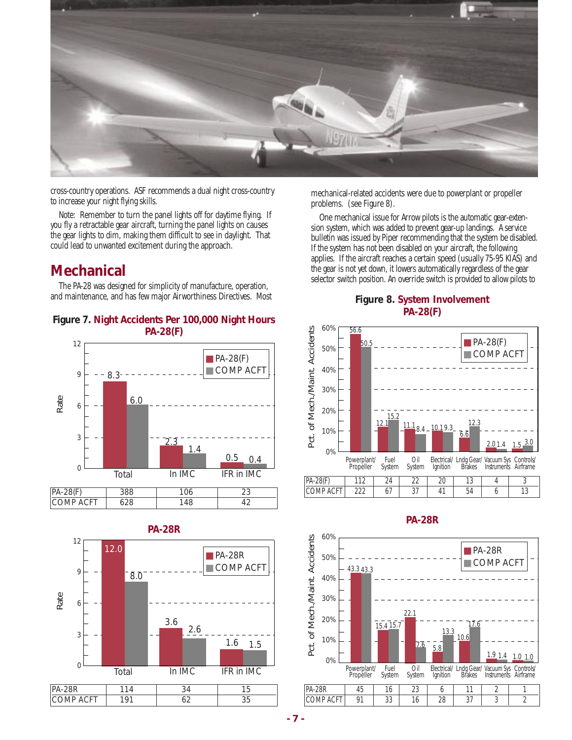cross-country operations. ASF recommends a dual night cross-country to increase your night flying skills.

Note: Remember to turn the panel lights off for daytime flying. If you fly a retractable gear aircraft, turning the panel lights on causes the gear lights to dim, making them difficult to see in daylight. That could lead to unwanted excitement during the approach.

## Mechanical

The PA-28 was designed for simplicity of manufacture, operation, and maintenance, and has few major Airworthiness Directives. Most mechanical-related accidents were due to powerplant or propeller problems. (see Figure 8).

One mechanical issue for Arrow pilots is the automatic gear-extension system, which was added to prevent gear-up landings. A service bulletin was issued by Piper recommending that the system be disabled. If the system has not been disabled on your aircraft, the following applies. If the aircraft reaches a certain speed (usually 75-95 KIAS) and the gear is not yet down, it lowers automatically regardless of the gear selector switch position. An override switch is provided to allow pilots to

**Figure 7. Night Accidents Per 100,000 Night Hours**

**PA-28(F)**

| Rate | Total | In IMC | IFR in IMC |
|---|---|---|---|
| PA-28(F) | 8.3 | 2.3 | 0.5 |
| COMP ACFT | 6.0 | 1.4 | 0.4 |

| | Total | In IMC | IFR in IMC |
|---|---|---|---|
| PA-28(F) | 388 | 106 | 23 |
| COMP ACFT | 628 | 148 | 42 |

**PA-28R**

| Rate | Total | In IMC | IFR in IMC |
|---|---|---|---|
| PA-28R | 12.0 | 3.6 | 1.6 |
| COMP ACFT | 8.0 | 2.6 | 1.5 |

| | Total | In IMC | IFR in IMC |
|---|---|---|---|
| PA-28R | 114 | 34 | 15 |
| COMP ACFT | 191 | 62 | 35 |

**Figure 8. System Involvement**

**PA-28(F)**

| Pct. of Mech./Maint. Accidents | Powerplant/ Propeller | Fuel System | Oil System | Electrical/ Ignition | Lndg Gear/ Brakes | Vacuum Sys Instruments | Controls/ Airframe |
|---|---|---|---|---|---|---|---|
| PA-28(F) | 56.6 | 12.1 | 11.1 | 10.1 | 6.6 | 2.0 | 1.5 |
| COMP ACFT | 50.5 | 15.2 | 8.4 | 9.3 | 12.3 | 1.4 | 3.0 |

| | Powerplant/ Propeller | Fuel System | Oil System | Electrical/ Ignition | Lndg Gear/ Brakes | Vacuum Sys Instruments | Controls/ Airframe |
|---|---|---|---|---|---|---|---|
| PA-28(F) | 112 | 24 | 22 | 20 | 13 | 4 | 3 |
| COMP ACFT | 222 | 67 | 37 | 41 | 54 | 6 | 13 |

**PA-28R**

| Pct. of Mech./Maint. Accidents | Powerplant/ Propeller | Fuel System | Oil System | Electrical/ Ignition | Lndg Gear/ Brakes | Vacuum Sys Instruments | Controls/ Airframe |
|---|---|---|---|---|---|---|---|
| PA-28R | 43.3 | 15.4 | 22.1 | 5.8 | 10.6 | 1.9 | 1.0 |
| COMP ACFT | 43.3 | 15.7 | 7.6 | 13.3 | 17.6 | 1.4 | 1.0 |

| | Powerplant/ Propeller | Fuel System | Oil System | Electrical/ Ignition | Lndg Gear/ Brakes | Vacuum Sys Instruments | Controls/ Airframe |
|---|---|---|---|---|---|---|---|
| PA-28R | 45 | 16 | 23 | 6 | 11 | 2 | 1 |
| COMP ACFT | 91 | 33 | 16 | 28 | 37 | 3 | 2 |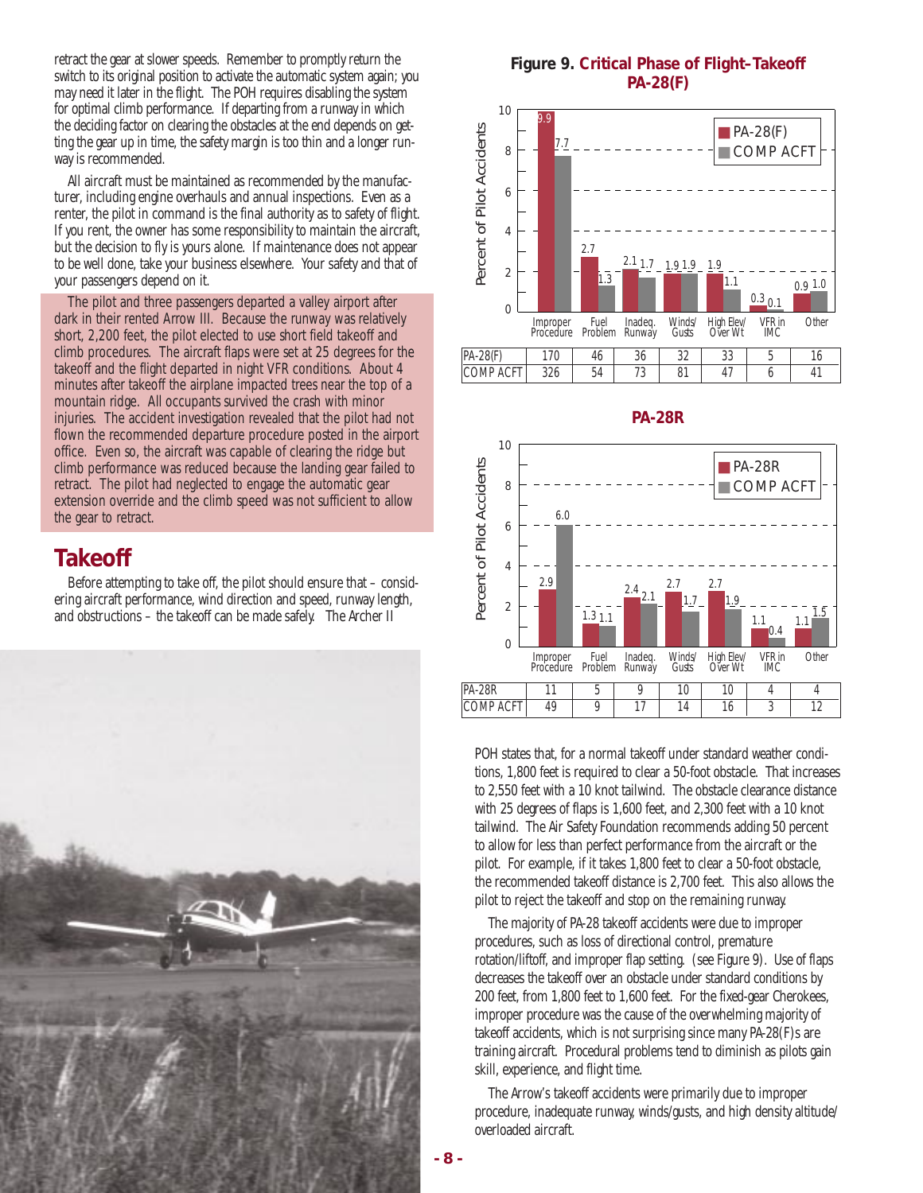retract the gear at slower speeds. Remember to promptly return the switch to its original position to activate the automatic system again; you may need it later in the flight. The POH requires disabling the system for optimal climb performance. If departing from a runway in which the deciding factor on clearing the obstacles at the end depends on getting the gear up in time, the safety margin is too thin and a longer runway is recommended.

All aircraft must be maintained as recommended by the manufacturer, including engine overhauls and annual inspections. Even as a renter, the pilot in command is the final authority as to safety of flight. If you rent, the owner has some responsibility to maintain the aircraft, but the decision to fly is yours alone. If maintenance does not appear to be well done, take your business elsewhere. Your safety and that of your passengers depend on it.

The pilot and three passengers departed a valley airport after dark in their rented Arrow III. Because the runway was relatively short, 2,200 feet, the pilot elected to use short field takeoff and climb procedures. The aircraft flaps were set at 25 degrees for the takeoff and the flight departed in night VFR conditions. About 4 minutes after takeoff the airplane impacted trees near the top of a mountain ridge. All occupants survived the crash with minor injuries. The accident investigation revealed that the pilot had not flown the recommended departure procedure posted in the airport office. Even so, the aircraft was capable of clearing the ridge but climb performance was reduced because the landing gear failed to retract. The pilot had neglected to engage the automatic gear extension override and the climb speed was not sufficient to allow the gear to retract.

## Takeoff

Before attempting to take off, the pilot should ensure that – considering aircraft performance, wind direction and speed, runway length, and obstructions – the takeoff can be made safely. The Archer II POH states that, for a normal takeoff under standard weather conditions, 1,800 feet is required to clear a 50-foot obstacle. That increases to 2,550 feet with a 10 knot tailwind. The obstacle clearance distance with 25 degrees of flaps is 1,600 feet, and 2,300 feet with a 10 knot tailwind. The Air Safety Foundation recommends adding 50 percent to allow for less than perfect performance from the aircraft or the pilot. For example, if it takes 1,800 feet to clear a 50-foot obstacle, the recommended takeoff distance is 2,700 feet. This also allows the pilot to reject the takeoff and stop on the remaining runway.

**Figure 9. Critical Phase of Flight–Takeoff**

**PA-28(F)** (Percent of Pilot Accidents)

| | Improper Procedure | Fuel Problem | Inadeq. Runway | Winds/ Gusts | High Elev/ Over Wt | VFR in IMC | Other |
|---|---|---|---|---|---|---|---|
| PA-28(F) % | 9.9 | 2.7 | 2.1 | 1.9 | 1.9 | 0.3 | 0.9 |
| COMP ACFT % | 7.7 | 1.3 | 1.7 | 1.9 | 1.1 | 0.1 | 1.0 |
| PA-28(F) | 170 | 46 | 36 | 32 | 33 | 5 | 16 |
| COMP ACFT | 326 | 54 | 73 | 81 | 47 | 6 | 41 |

**PA-28R** (Percent of Pilot Accidents)

| | Improper Procedure | Fuel Problem | Inadeq. Runway | Winds/ Gusts | High Elev/ Over Wt | VFR in IMC | Other |
|---|---|---|---|---|---|---|---|
| PA-28R % | 2.9 | 1.3 | 2.4 | 2.7 | 2.7 | 1.1 | 1.1 |
| COMP ACFT % | 6.0 | 1.1 | 2.1 | 1.7 | 1.9 | 0.4 | 1.5 |
| PA-28R | 11 | 5 | 9 | 10 | 10 | 4 | 4 |
| COMP ACFT | 49 | 9 | 17 | 14 | 16 | 3 | 12 |

The majority of PA-28 takeoff accidents were due to improper procedures, such as loss of directional control, premature rotation/liftoff, and improper flap setting. (see Figure 9). Use of flaps decreases the takeoff over an obstacle under standard conditions by 200 feet, from 1,800 feet to 1,600 feet. For the fixed-gear Cherokees, improper procedure was the cause of the overwhelming majority of takeoff accidents, which is not surprising since many PA-28(F)s are training aircraft. Procedural problems tend to diminish as pilots gain skill, experience, and flight time.

The Arrow's takeoff accidents were primarily due to improper procedure, inadequate runway, winds/gusts, and high density altitude/ overloaded aircraft.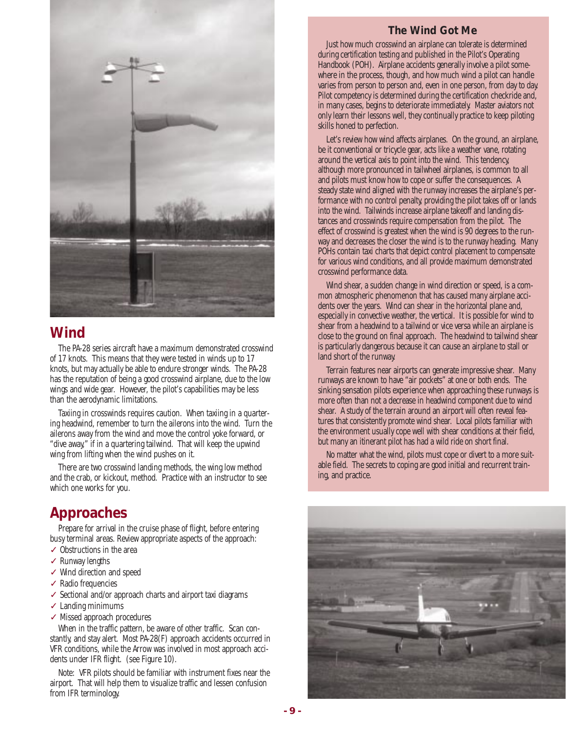## Wind

The PA-28 series aircraft have a maximum demonstrated crosswind of 17 knots. This means that they were tested in winds up to 17 knots, but may actually be able to endure stronger winds. The PA-28 has the reputation of being a good crosswind airplane, due to the low wings and wide gear. However, the pilot's capabilities may be less than the aerodynamic limitations.

Taxiing in crosswinds requires caution. When taxiing in a quartering headwind, remember to turn the ailerons into the wind. Turn the ailerons away from the wind and move the control yoke forward, or "dive away," if in a quartering tailwind. That will keep the upwind wing from lifting when the wind pushes on it.

There are two crosswind landing methods, the wing low method and the crab, or kickout, method. Practice with an instructor to see which one works for you.

## Approaches

Prepare for arrival in the cruise phase of flight, before entering busy terminal areas. Review appropriate aspects of the approach:

- ✓ Obstructions in the area
- ✓ Runway lengths
- ✓ Wind direction and speed
- ✓ Radio frequencies
- ✓ Sectional and/or approach charts and airport taxi diagrams
- ✓ Landing minimums
- ✓ Missed approach procedures

When in the traffic pattern, be aware of other traffic. Scan constantly, and stay alert. Most PA-28(F) approach accidents occurred in VFR conditions, while the Arrow was involved in most approach accidents under IFR flight. (see Figure 10).

Note: VFR pilots should be familiar with instrument fixes near the airport. That will help them to visualize traffic and lessen confusion from IFR terminology.

### The Wind Got Me

Just how much crosswind an airplane can tolerate is determined during certification testing and published in the Pilot's Operating Handbook (POH). Airplane accidents generally involve a pilot somewhere in the process, though, and how much wind a pilot can handle varies from person to person and, even in one person, from day to day. Pilot competency is determined during the certification checkride and, in many cases, begins to deteriorate immediately. Master aviators not only learn their lessons well, they continually practice to keep piloting skills honed to perfection.

Let's review how wind affects airplanes. On the ground, an airplane, be it conventional or tricycle gear, acts like a weather vane, rotating around the vertical axis to point into the wind. This tendency, although more pronounced in tailwheel airplanes, is common to all and pilots must know how to cope or suffer the consequences. A steady state wind aligned with the runway increases the airplane's performance with no control penalty, providing the pilot takes off or lands into the wind. Tailwinds increase airplane takeoff and landing distances and crosswinds require compensation from the pilot. The effect of crosswind is greatest when the wind is 90 degrees to the runway and decreases the closer the wind is to the runway heading. Many POHs contain taxi charts that depict control placement to compensate for various wind conditions, and all provide maximum demonstrated crosswind performance data.

Wind shear, a sudden change in wind direction or speed, is a common atmospheric phenomenon that has caused many airplane accidents over the years. Wind can shear in the horizontal plane and, especially in convective weather, the vertical. It is possible for wind to shear from a headwind to a tailwind or vice versa while an airplane is close to the ground on final approach. The headwind to tailwind shear is particularly dangerous because it can cause an airplane to stall or land short of the runway.

Terrain features near airports can generate impressive shear. Many runways are known to have "air pockets" at one or both ends. The sinking sensation pilots experience when approaching these runways is more often than not a decrease in headwind component due to wind shear. A study of the terrain around an airport will often reveal features that consistently promote wind shear. Local pilots familiar with the environment usually cope well with shear conditions at their field, but many an itinerant pilot has had a wild ride on short final.

No matter what the wind, pilots must cope or divert to a more suitable field. The secrets to coping are good initial and recurrent training, and practice.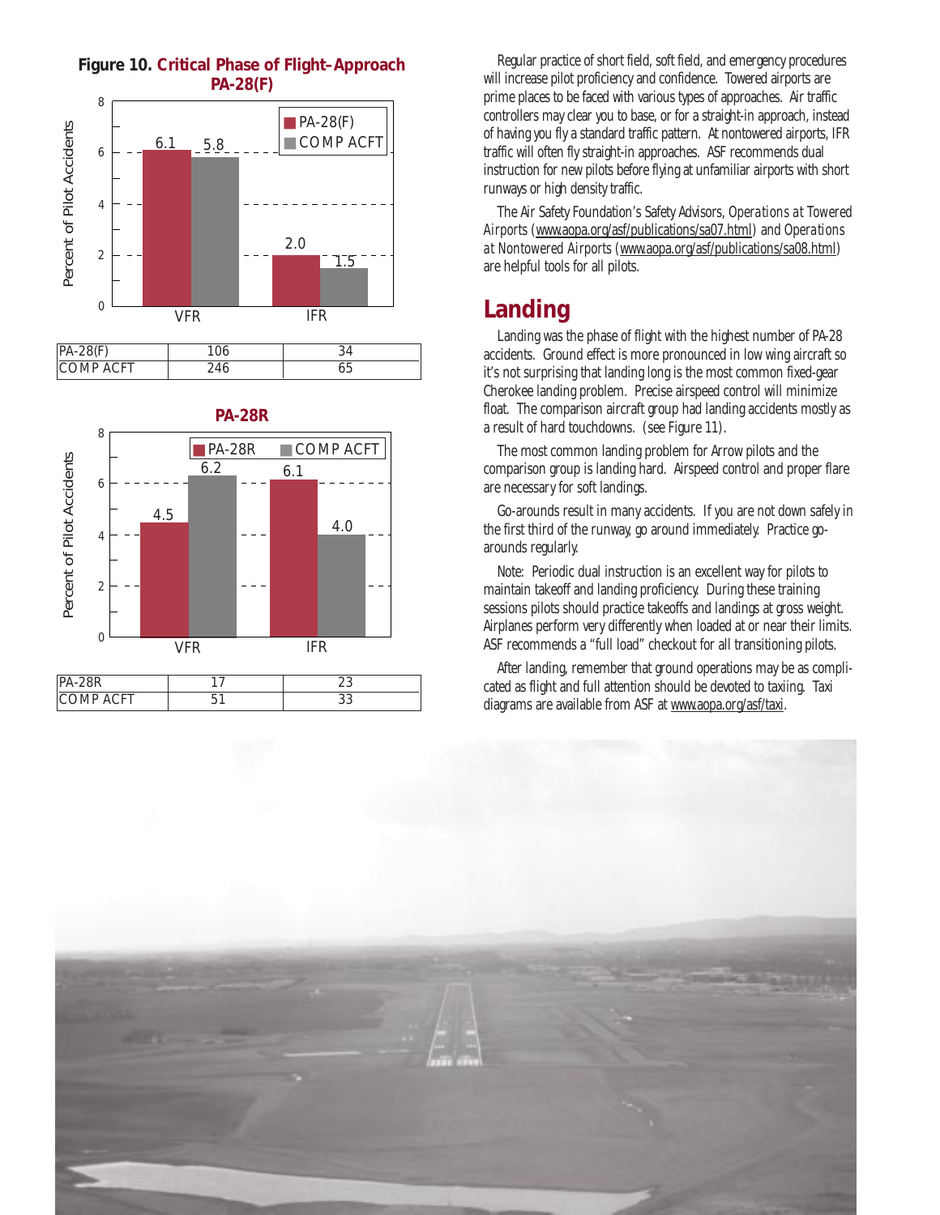**Figure 10. Critical Phase of Flight-Approach**

**PA-28(F)**

| | VFR | IFR |
|---|---|---|
| PA-28(F) | 106 | 34 |
| COMP ACFT | 246 | 65 |

**PA-28R**

| | VFR | IFR |
|---|---|---|
| PA-28R | 17 | 23 |
| COMP ACFT | 51 | 33 |

Regular practice of short field, soft field, and emergency procedures will increase pilot proficiency and confidence. Towered airports are prime places to be faced with various types of approaches. Air traffic controllers may clear you to base, or for a straight-in approach, instead of having you fly a standard traffic pattern. At nontowered airports, IFR traffic will often fly straight-in approaches. ASF recommends dual instruction for new pilots before flying at unfamiliar airports with short runways or high density traffic.

The Air Safety Foundation's Safety Advisors, *Operations at Towered Airports* (www.aopa.org/asf/publications/sa07.html) and *Operations at Nontowered Airports* (www.aopa.org/asf/publications/sa08.html) are helpful tools for all pilots.

## Landing

Landing was the phase of flight with the highest number of PA-28 accidents. Ground effect is more pronounced in low wing aircraft so it's not surprising that landing long is the most common fixed-gear Cherokee landing problem. Precise airspeed control will minimize float. The comparison aircraft group had landing accidents mostly as a result of hard touchdowns. (see Figure 11).

The most common landing problem for Arrow pilots and the comparison group is landing hard. Airspeed control and proper flare are necessary for soft landings.

Go-arounds result in many accidents. If you are not down safely in the first third of the runway, go around immediately. Practice go-arounds regularly.

Note: Periodic dual instruction is an excellent way for pilots to maintain takeoff and landing proficiency. During these training sessions pilots should practice takeoffs and landings at gross weight. Airplanes perform very differently when loaded at or near their limits. ASF recommends a "full load" checkout for all transitioning pilots.

After landing, remember that ground operations may be as complicated as flight and full attention should be devoted to taxiing. Taxi diagrams are available from ASF at www.aopa.org/asf/taxi.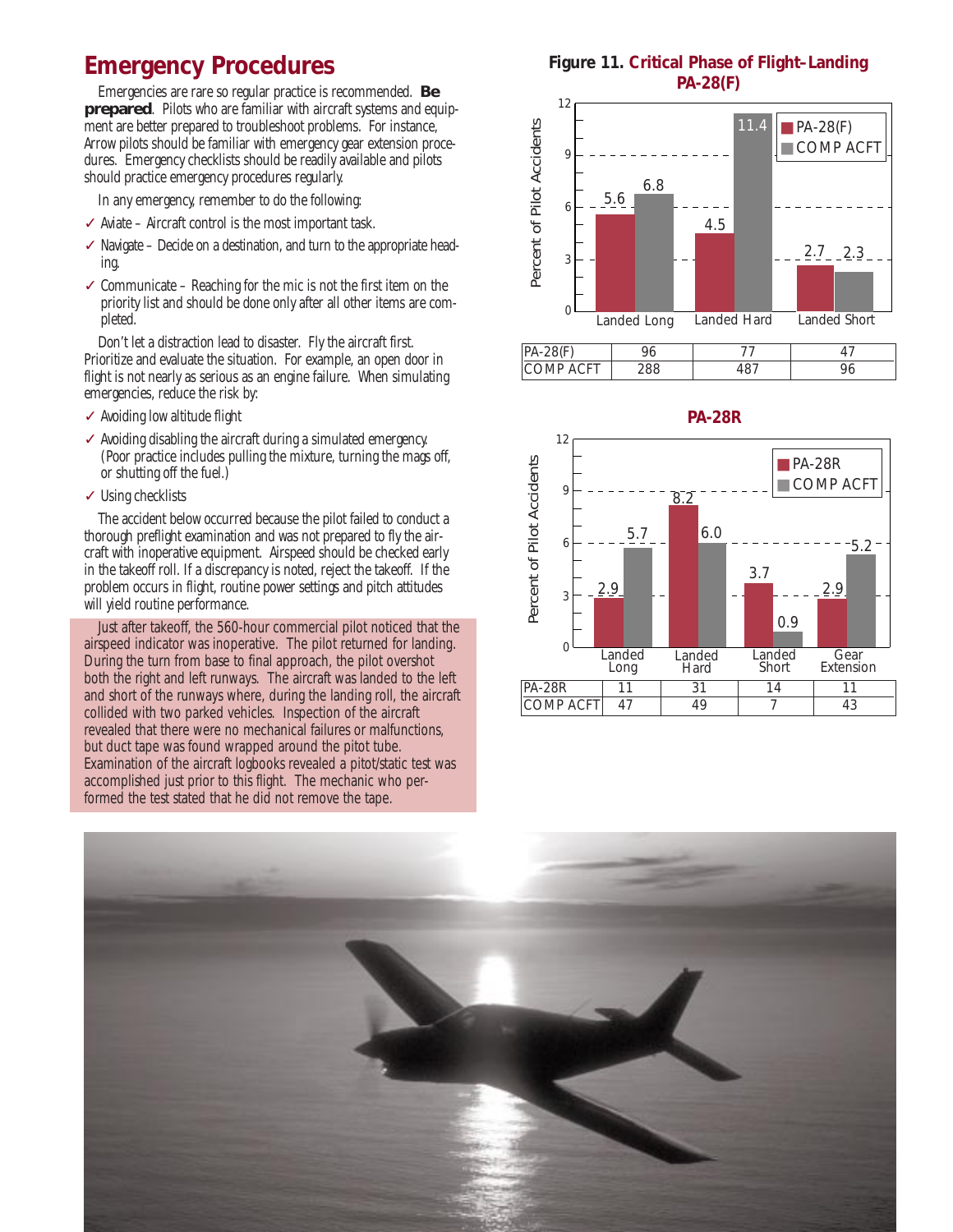## Emergency Procedures

Emergencies are rare so regular practice is recommended. **Be prepared**. Pilots who are familiar with aircraft systems and equipment are better prepared to troubleshoot problems. For instance, Arrow pilots should be familiar with emergency gear extension procedures. Emergency checklists should be readily available and pilots should practice emergency procedures regularly.

In any emergency, remember to do the following:

- ✓ Aviate – Aircraft control is the most important task.
- ✓ Navigate – Decide on a destination, and turn to the appropriate heading.
- ✓ Communicate – Reaching for the mic is not the first item on the priority list and should be done only after all other items are completed.

Don't let a distraction lead to disaster. Fly the aircraft first. Prioritize and evaluate the situation. For example, an open door in flight is not nearly as serious as an engine failure. When simulating emergencies, reduce the risk by:

- ✓ Avoiding low altitude flight
- ✓ Avoiding disabling the aircraft during a simulated emergency. (Poor practice includes pulling the mixture, turning the mags off, or shutting off the fuel.)
- ✓ Using checklists

The accident below occurred because the pilot failed to conduct a thorough preflight examination and was not prepared to fly the aircraft with inoperative equipment. Airspeed should be checked early in the takeoff roll. If a discrepancy is noted, reject the takeoff. If the problem occurs in flight, routine power settings and pitch attitudes will yield routine performance.

> Just after takeoff, the 560-hour commercial pilot noticed that the airspeed indicator was inoperative. The pilot returned for landing. During the turn from base to final approach, the pilot overshot both the right and left runways. The aircraft was landed to the left and short of the runways where, during the landing roll, the aircraft collided with two parked vehicles. Inspection of the aircraft revealed that there were no mechanical failures or malfunctions, but duct tape was found wrapped around the pitot tube. Examination of the aircraft logbooks revealed a pitot/static test was accomplished just prior to this flight. The mechanic who performed the test stated that he did not remove the tape.

**Figure 11. Critical Phase of Flight–Landing**

**PA-28(F)**

Percent of Pilot Accidents

| | Landed Long | Landed Hard | Landed Short |
|---|---|---|---|
| PA-28(F) (%) | 5.6 | 4.5 | 2.7 |
| COMP ACFT (%) | 6.8 | 11.4 | 2.3 |
| PA-28(F) | 96 | 77 | 47 |
| COMP ACFT | 288 | 487 | 96 |

**PA-28R**

Percent of Pilot Accidents

| | Landed Long | Landed Hard | Landed Short | Gear Extension |
|---|---|---|---|---|
| PA-28R (%) | 2.9 | 8.2 | 3.7 | 2.9 |
| COMP ACFT (%) | 5.7 | 6.0 | 0.9 | 5.2 |
| PA-28R | 11 | 31 | 14 | 11 |
| COMP ACFT | 47 | 49 | 7 | 43 |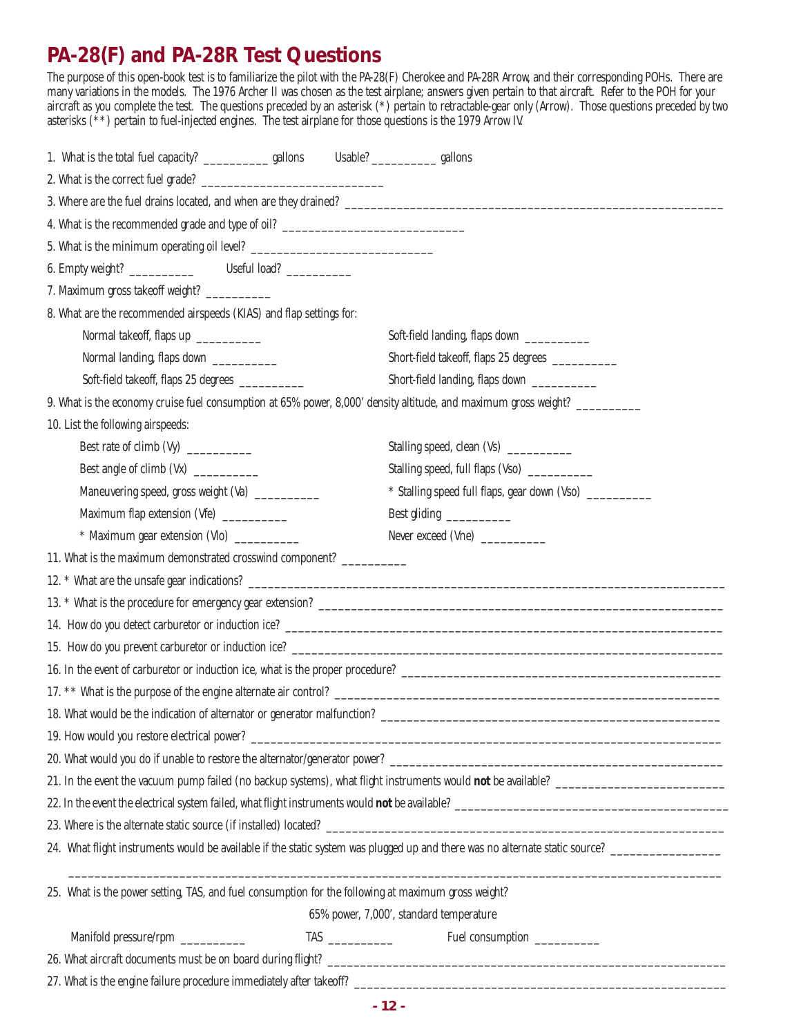# PA-28(F) and PA-28R Test Questions

The purpose of this open-book test is to familiarize the pilot with the PA-28(F) Cherokee and PA-28R Arrow, and their corresponding POHs. There are many variations in the models. The 1976 Archer II was chosen as the test airplane; answers given pertain to that aircraft. Refer to the POH for your aircraft as you complete the test. The questions preceded by an asterisk (*) pertain to retractable-gear only (Arrow). Those questions preceded by two asterisks (**) pertain to fuel-injected engines. The test airplane for those questions is the 1979 Arrow IV.

1. What is the total fuel capacity? __________ gallons Usable? __________ gallons

2. What is the correct fuel grade? ____________________________

3. Where are the fuel drains located, and when are they drained? ____________________________________________________________

4. What is the recommended grade and type of oil? ____________________________

5. What is the minimum operating oil level? ____________________________

6. Empty weight? __________ Useful load? __________

7. Maximum gross takeoff weight? __________

8. What are the recommended airspeeds (KIAS) and flap settings for:

   Normal takeoff, flaps up __________

   Normal landing, flaps down __________

   Soft-field takeoff, flaps 25 degrees __________

   Soft-field landing, flaps down __________

   Short-field takeoff, flaps 25 degrees __________

   Short-field landing, flaps down __________

9. What is the economy cruise fuel consumption at 65% power, 8,000' density altitude, and maximum gross weight? __________

10. List the following airspeeds:

    Best rate of climb (Vy) __________

    Best angle of climb (Vx) __________

    Maneuvering speed, gross weight (Va) __________

    Maximum flap extension (Vfe) __________

    * Maximum gear extension (Vlo) __________

    Stalling speed, clean (Vs) __________

    Stalling speed, full flaps (Vso) __________

    * Stalling speed full flaps, gear down (Vso) __________

    Best gliding __________

    Never exceed (Vne) __________

11. What is the maximum demonstrated crosswind component? __________

12. * What are the unsafe gear indications? ____________________________________________________________

13. * What is the procedure for emergency gear extension? ____________________________________________________________

14. How do you detect carburetor or induction ice? ____________________________________________________________

15. How do you prevent carburetor or induction ice? ____________________________________________________________

16. In the event of carburetor or induction ice, what is the proper procedure? ____________________________________________________________

17. ** What is the purpose of the engine alternate air control? ____________________________________________________________

18. What would be the indication of alternator or generator malfunction? ____________________________________________________________

19. How would you restore electrical power? ____________________________________________________________

20. What would you do if unable to restore the alternator/generator power? ____________________________________________________________

21. In the event the vacuum pump failed (no backup systems), what flight instruments would **not** be available? __________________________

22. In the event the electrical system failed, what flight instruments would **not** be available? __________________________________________

23. Where is the alternate static source (if installed) located? ____________________________________________________________

24. What flight instruments would be available if the static system was plugged up and there was no alternate static source? ________________

____________________________________________________________________________________________________

25. What is the power setting, TAS, and fuel consumption for the following at maximum gross weight?

    65% power, 7,000', standard temperature

    Manifold pressure/rpm __________ TAS __________ Fuel consumption __________

26. What aircraft documents must be on board during flight? ____________________________________________________________

27. What is the engine failure procedure immediately after takeoff? ____________________________________________________________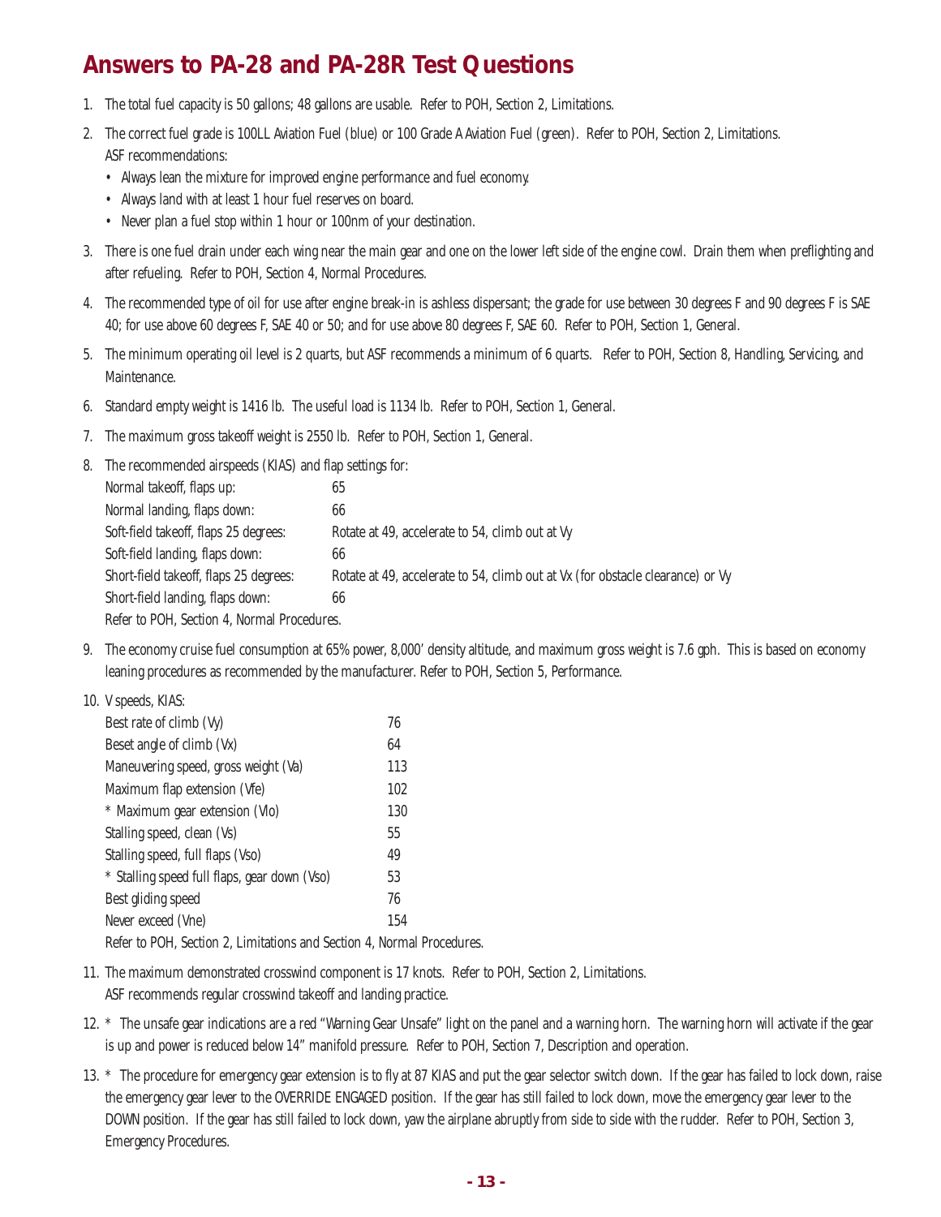# Answers to PA-28 and PA-28R Test Questions

1. The total fuel capacity is 50 gallons; 48 gallons are usable. Refer to POH, Section 2, Limitations.

2. The correct fuel grade is 100LL Aviation Fuel (blue) or 100 Grade A Aviation Fuel (green). Refer to POH, Section 2, Limitations.
   ASF recommendations:
   - Always lean the mixture for improved engine performance and fuel economy.
   - Always land with at least 1 hour fuel reserves on board.
   - Never plan a fuel stop within 1 hour or 100nm of your destination.

3. There is one fuel drain under each wing near the main gear and one on the lower left side of the engine cowl. Drain them when preflighting and after refueling. Refer to POH, Section 4, Normal Procedures.

4. The recommended type of oil for use after engine break-in is ashless dispersant; the grade for use between 30 degrees F and 90 degrees F is SAE 40; for use above 60 degrees F, SAE 40 or 50; and for use above 80 degrees F, SAE 60. Refer to POH, Section 1, General.

5. The minimum operating oil level is 2 quarts, but ASF recommends a minimum of 6 quarts. Refer to POH, Section 8, Handling, Servicing, and Maintenance.

6. Standard empty weight is 1416 lb. The useful load is 1134 lb. Refer to POH, Section 1, General.

7. The maximum gross takeoff weight is 2550 lb. Refer to POH, Section 1, General.

8. The recommended airspeeds (KIAS) and flap settings for:

   | | |
   |---|---|
   | Normal takeoff, flaps up: | 65 |
   | Normal landing, flaps down: | 66 |
   | Soft-field takeoff, flaps 25 degrees: | Rotate at 49, accelerate to 54, climb out at Vy |
   | Soft-field landing, flaps down: | 66 |
   | Short-field takeoff, flaps 25 degrees: | Rotate at 49, accelerate to 54, climb out at Vx (for obstacle clearance) or Vy |
   | Short-field landing, flaps down: | 66 |

   Refer to POH, Section 4, Normal Procedures.

9. The economy cruise fuel consumption at 65% power, 8,000' density altitude, and maximum gross weight is 7.6 gph. This is based on economy leaning procedures as recommended by the manufacturer. Refer to POH, Section 5, Performance.

10. V speeds, KIAS:

    | | |
    |---|---|
    | Best rate of climb (Vy) | 76 |
    | Beset angle of climb (Vx) | 64 |
    | Maneuvering speed, gross weight (Va) | 113 |
    | Maximum flap extension (Vfe) | 102 |
    | * Maximum gear extension (Vlo) | 130 |
    | Stalling speed, clean (Vs) | 55 |
    | Stalling speed, full flaps (Vso) | 49 |
    | * Stalling speed full flaps, gear down (Vso) | 53 |
    | Best gliding speed | 76 |
    | Never exceed (Vne) | 154 |

    Refer to POH, Section 2, Limitations and Section 4, Normal Procedures.

11. The maximum demonstrated crosswind component is 17 knots. Refer to POH, Section 2, Limitations.
    ASF recommends regular crosswind takeoff and landing practice.

12. * The unsafe gear indications are a red "Warning Gear Unsafe" light on the panel and a warning horn. The warning horn will activate if the gear is up and power is reduced below 14" manifold pressure. Refer to POH, Section 7, Description and operation.

13. * The procedure for emergency gear extension is to fly at 87 KIAS and put the gear selector switch down. If the gear has failed to lock down, raise the emergency gear lever to the OVERRIDE ENGAGED position. If the gear has still failed to lock down, move the emergency gear lever to the DOWN position. If the gear has still failed to lock down, yaw the airplane abruptly from side to side with the rudder. Refer to POH, Section 3, Emergency Procedures.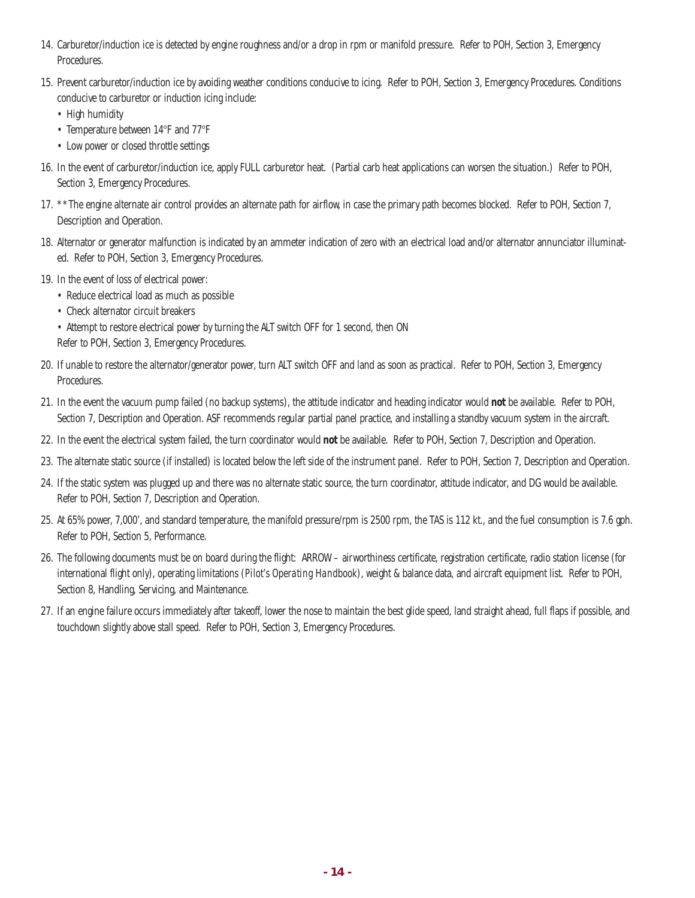14. Carburetor/induction ice is detected by engine roughness and/or a drop in rpm or manifold pressure. Refer to POH, Section 3, Emergency Procedures.

15. Prevent carburetor/induction ice by avoiding weather conditions conducive to icing. Refer to POH, Section 3, Emergency Procedures. Conditions conducive to carburetor or induction icing include:
    - High humidity
    - Temperature between 14°F and 77°F
    - Low power or closed throttle settings

16. In the event of carburetor/induction ice, apply FULL carburetor heat. (Partial carb heat applications can worsen the situation.) Refer to POH, Section 3, Emergency Procedures.

17. **The engine alternate air control provides an alternate path for airflow, in case the primary path becomes blocked. Refer to POH, Section 7, Description and Operation.

18. Alternator or generator malfunction is indicated by an ammeter indication of zero with an electrical load and/or alternator annunciator illuminated. Refer to POH, Section 3, Emergency Procedures.

19. In the event of loss of electrical power:
    - Reduce electrical load as much as possible
    - Check alternator circuit breakers
    - Attempt to restore electrical power by turning the ALT switch OFF for 1 second, then ON

    Refer to POH, Section 3, Emergency Procedures.

20. If unable to restore the alternator/generator power, turn ALT switch OFF and land as soon as practical. Refer to POH, Section 3, Emergency Procedures.

21. In the event the vacuum pump failed (no backup systems), the attitude indicator and heading indicator would **not** be available. Refer to POH, Section 7, Description and Operation. ASF recommends regular partial panel practice, and installing a standby vacuum system in the aircraft.

22. In the event the electrical system failed, the turn coordinator would **not** be available. Refer to POH, Section 7, Description and Operation.

23. The alternate static source (if installed) is located below the left side of the instrument panel. Refer to POH, Section 7, Description and Operation.

24. If the static system was plugged up and there was no alternate static source, the turn coordinator, attitude indicator, and DG would be available. Refer to POH, Section 7, Description and Operation.

25. At 65% power, 7,000', and standard temperature, the manifold pressure/rpm is 2500 rpm, the TAS is 112 kt., and the fuel consumption is 7.6 gph. Refer to POH, Section 5, Performance.

26. The following documents must be on board during the flight: ARROW – airworthiness certificate, registration certificate, radio station license (for international flight only), operating limitations (*Pilot's Operating Handbook*), weight & balance data, and aircraft equipment list. Refer to POH, Section 8, Handling, Servicing, and Maintenance.

27. If an engine failure occurs immediately after takeoff, lower the nose to maintain the best glide speed, land straight ahead, full flaps if possible, and touchdown slightly above stall speed. Refer to POH, Section 3, Emergency Procedures.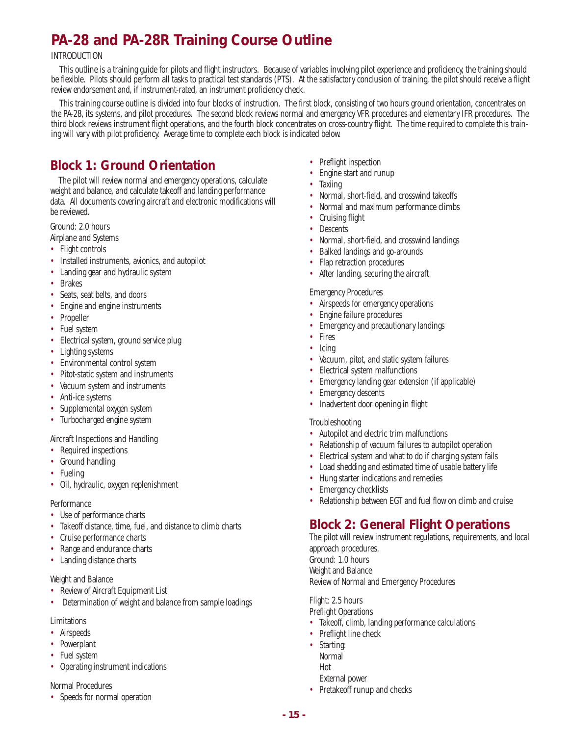# PA-28 and PA-28R Training Course Outline

INTRODUCTION

This outline is a training guide for pilots and flight instructors. Because of variables involving pilot experience and proficiency, the training should be flexible. Pilots should perform all tasks to practical test standards (PTS). At the satisfactory conclusion of training, the pilot should receive a flight review endorsement and, if instrument-rated, an instrument proficiency check.

This training course outline is divided into four blocks of instruction. The first block, consisting of two hours ground orientation, concentrates on the PA-28, its systems, and pilot procedures. The second block reviews normal and emergency VFR procedures and elementary IFR procedures. The third block reviews instrument flight operations, and the fourth block concentrates on cross-country flight. The time required to complete this training will vary with pilot proficiency. Average time to complete each block is indicated below.

## Block 1: Ground Orientation

The pilot will review normal and emergency operations, calculate weight and balance, and calculate takeoff and landing performance data. All documents covering aircraft and electronic modifications will be reviewed.

Ground: 2.0 hours

Airplane and Systems

- Flight controls
- Installed instruments, avionics, and autopilot
- Landing gear and hydraulic system
- Brakes
- Seats, seat belts, and doors
- Engine and engine instruments
- Propeller
- Fuel system
- Electrical system, ground service plug
- Lighting systems
- Environmental control system
- Pitot-static system and instruments
- Vacuum system and instruments
- Anti-ice systems
- Supplemental oxygen system
- Turbocharged engine system

Aircraft Inspections and Handling

- Required inspections
- Ground handling
- Fueling
- Oil, hydraulic, oxygen replenishment

Performance

- Use of performance charts
- Takeoff distance, time, fuel, and distance to climb charts
- Cruise performance charts
- Range and endurance charts
- Landing distance charts

Weight and Balance

- Review of Aircraft Equipment List
- Determination of weight and balance from sample loadings

Limitations

- Airspeeds
- Powerplant
- Fuel system
- Operating instrument indications

Normal Procedures

- Speeds for normal operation
- Preflight inspection
- Engine start and runup
- Taxiing
- Normal, short-field, and crosswind takeoffs
- Normal and maximum performance climbs
- Cruising flight
- Descents
- Normal, short-field, and crosswind landings
- Balked landings and go-arounds
- Flap retraction procedures
- After landing, securing the aircraft

Emergency Procedures

- Airspeeds for emergency operations
- Engine failure procedures
- Emergency and precautionary landings
- Fires
- Icing
- Vacuum, pitot, and static system failures
- Electrical system malfunctions
- Emergency landing gear extension (if applicable)
- Emergency descents
- Inadvertent door opening in flight

Troubleshooting

- Autopilot and electric trim malfunctions
- Relationship of vacuum failures to autopilot operation
- Electrical system and what to do if charging system fails
- Load shedding and estimated time of usable battery life
- Hung starter indications and remedies
- Emergency checklists
- Relationship between EGT and fuel flow on climb and cruise

## Block 2: General Flight Operations

The pilot will review instrument regulations, requirements, and local approach procedures.

Ground: 1.0 hours

Weight and Balance

Review of Normal and Emergency Procedures

Flight: 2.5 hours

Preflight Operations

- Takeoff, climb, landing performance calculations
- Preflight line check
- Starting:
  Normal
  Hot
  External power
- Pretakeoff runup and checks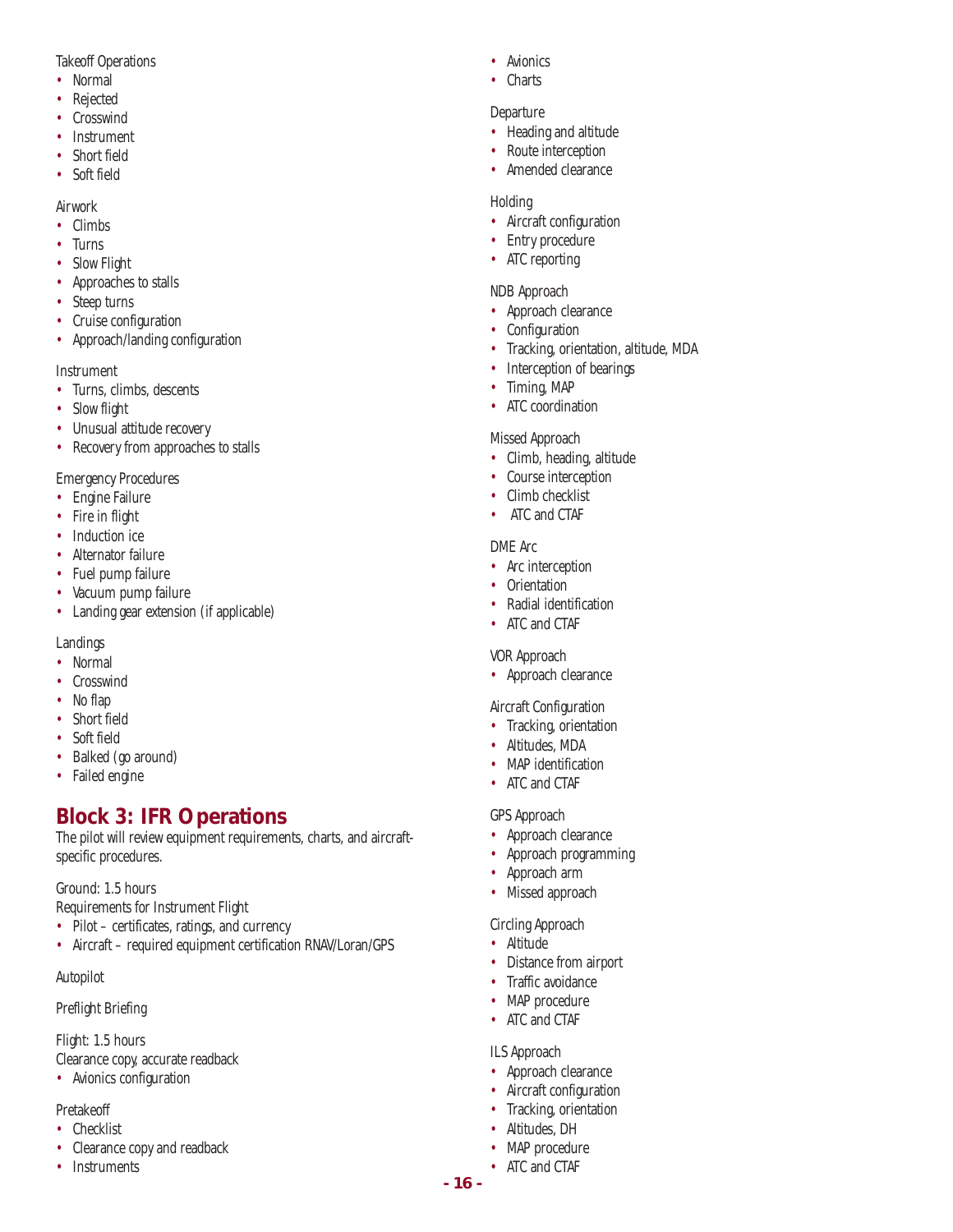Takeoff Operations

- Normal
- Rejected
- Crosswind
- Instrument
- Short field
- Soft field

Airwork

- Climbs
- Turns
- Slow Flight
- Approaches to stalls
- Steep turns
- Cruise configuration
- Approach/landing configuration

Instrument

- Turns, climbs, descents
- Slow flight
- Unusual attitude recovery
- Recovery from approaches to stalls

Emergency Procedures

- Engine Failure
- Fire in flight
- Induction ice
- Alternator failure
- Fuel pump failure
- Vacuum pump failure
- Landing gear extension (if applicable)

Landings

- Normal
- Crosswind
- No flap
- Short field
- Soft field
- Balked (go around)
- Failed engine

## Block 3: IFR Operations

The pilot will review equipment requirements, charts, and aircraft-specific procedures.

Ground: 1.5 hours

Requirements for Instrument Flight

- Pilot – certificates, ratings, and currency
- Aircraft – required equipment certification RNAV/Loran/GPS

Autopilot

Preflight Briefing

Flight: 1.5 hours

Clearance copy, accurate readback

- Avionics configuration

Pretakeoff

- Checklist
- Clearance copy and readback
- Instruments
- Avionics
- Charts

Departure

- Heading and altitude
- Route interception
- Amended clearance

Holding

- Aircraft configuration
- Entry procedure
- ATC reporting

NDB Approach

- Approach clearance
- Configuration
- Tracking, orientation, altitude, MDA
- Interception of bearings
- Timing, MAP
- ATC coordination

Missed Approach

- Climb, heading, altitude
- Course interception
- Climb checklist
- ATC and CTAF

DME Arc

- Arc interception
- Orientation
- Radial identification
- ATC and CTAF

VOR Approach

- Approach clearance

Aircraft Configuration

- Tracking, orientation
- Altitudes, MDA
- MAP identification
- ATC and CTAF

GPS Approach

- Approach clearance
- Approach programming
- Approach arm
- Missed approach

Circling Approach

- Altitude
- Distance from airport
- Traffic avoidance
- MAP procedure
- ATC and CTAF

ILS Approach

- Approach clearance
- Aircraft configuration
- Tracking, orientation
- Altitudes, DH
- MAP procedure
- ATC and CTAF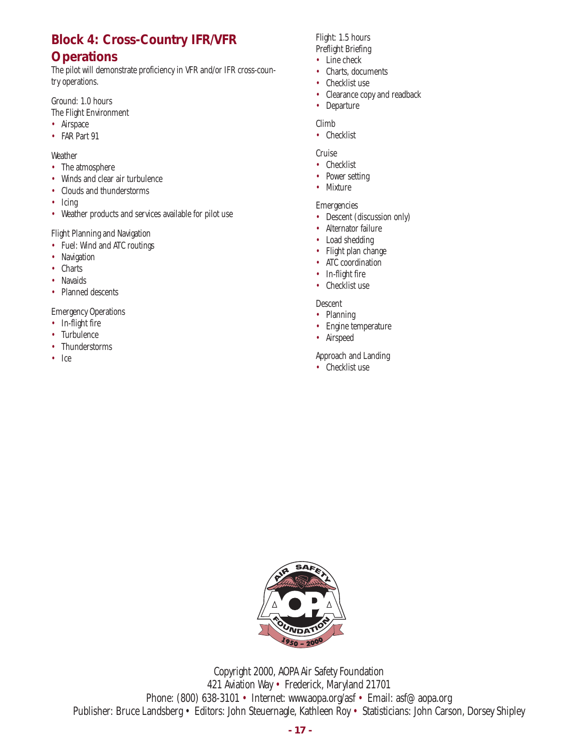## Block 4: Cross-Country IFR/VFR Operations

The pilot will demonstrate proficiency in VFR and/or IFR cross-country operations.

Ground: 1.0 hours

The Flight Environment

- Airspace
- FAR Part 91

Weather

- The atmosphere
- Winds and clear air turbulence
- Clouds and thunderstorms
- Icing
- Weather products and services available for pilot use

Flight Planning and Navigation

- Fuel: Wind and ATC routings
- Navigation
- Charts
- Navaids
- Planned descents

Emergency Operations

- In-flight fire
- Turbulence
- Thunderstorms
- Ice

Flight: 1.5 hours

Preflight Briefing

- Line check
- Charts, documents
- Checklist use
- Clearance copy and readback
- Departure

Climb

- Checklist

Cruise

- Checklist
- Power setting
- Mixture

Emergencies

- Descent (discussion only)
- Alternator failure
- Load shedding
- Flight plan change
- ATC coordination
- In-flight fire
- Checklist use

Descent

- Planning
- Engine temperature
- Airspeed

Approach and Landing

- Checklist use

Copyright 2000, AOPA Air Safety Foundation
421 Aviation Way • Frederick, Maryland 21701
Phone: (800) 638-3101 • Internet: www.aopa.org/asf • Email: asf@ aopa.org
Publisher: Bruce Landsberg • Editors: John Steuernagle, Kathleen Roy • Statisticians: John Carson, Dorsey Shipley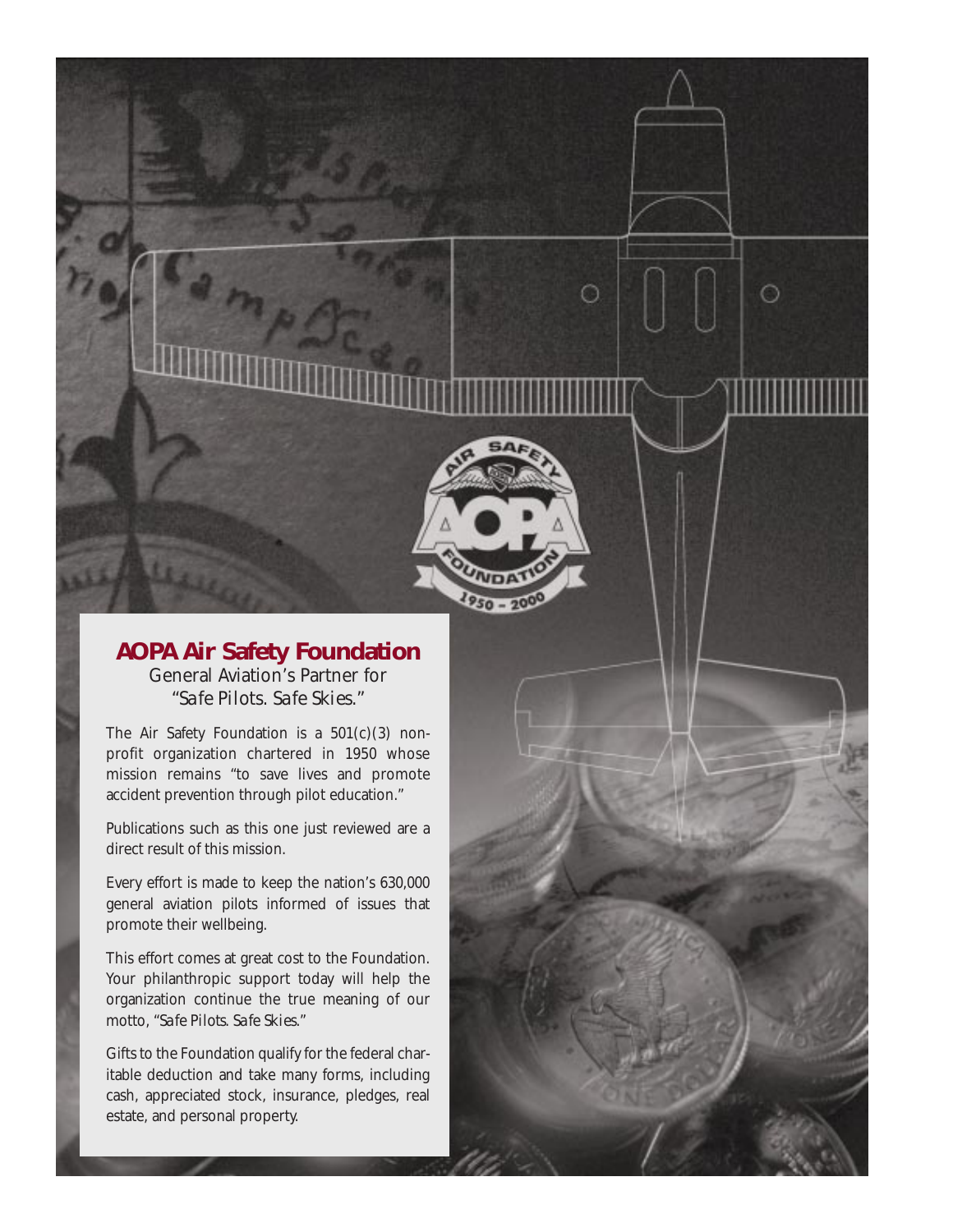## AOPA Air Safety Foundation

General Aviation's Partner for *"Safe Pilots. Safe Skies."*

The Air Safety Foundation is a 501(c)(3) nonprofit organization chartered in 1950 whose mission remains "to save lives and promote accident prevention through pilot education."

Publications such as this one just reviewed are a direct result of this mission.

Every effort is made to keep the nation's 630,000 general aviation pilots informed of issues that promote their wellbeing.

This effort comes at great cost to the Foundation. Your philanthropic support today will help the organization continue the true meaning of our motto, *"Safe Pilots. Safe Skies."*

Gifts to the Foundation qualify for the federal charitable deduction and take many forms, including cash, appreciated stock, insurance, pledges, real estate, and personal property.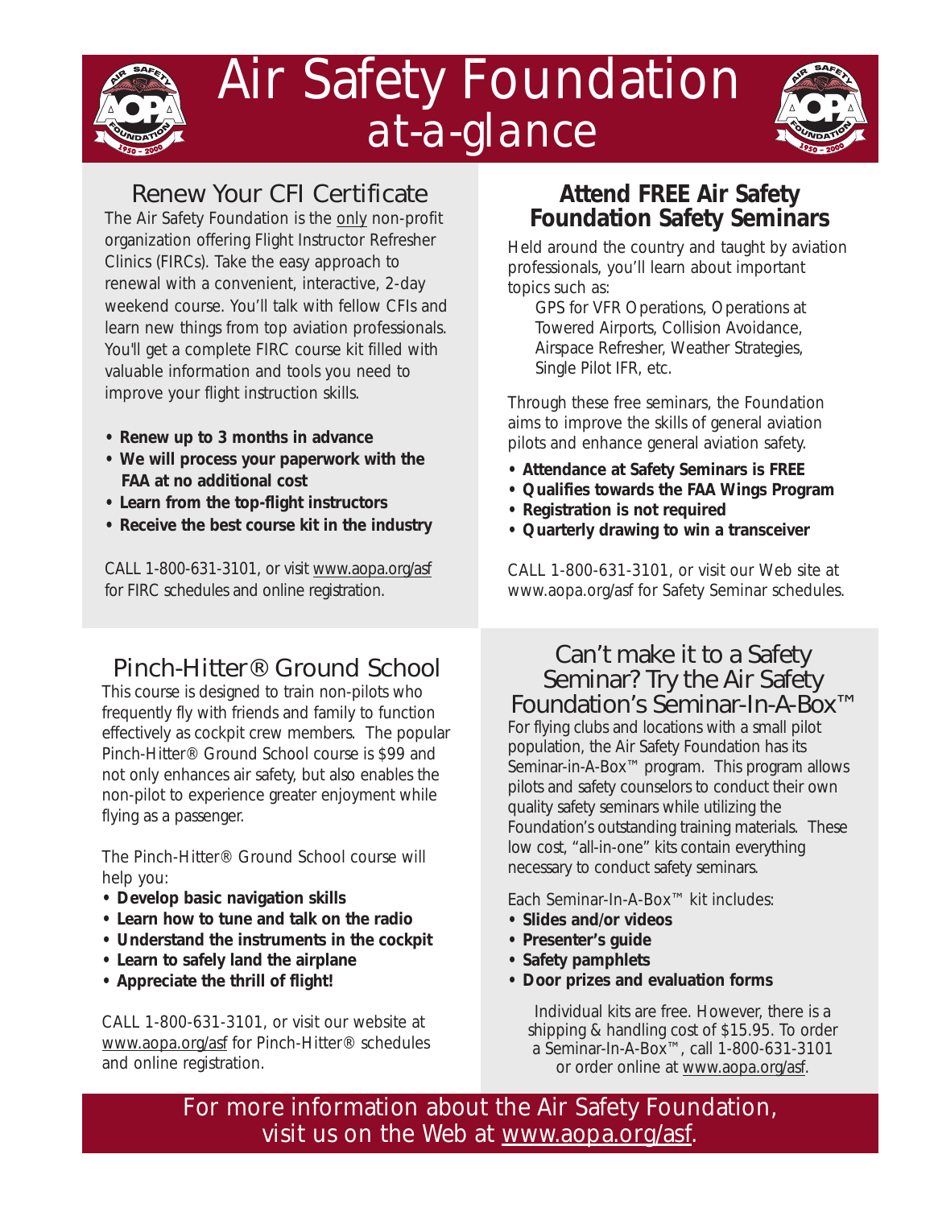# Air Safety Foundation at-a-glance

## Renew Your CFI Certificate

The Air Safety Foundation is the only non-profit organization offering Flight Instructor Refresher Clinics (FIRCs). Take the easy approach to renewal with a convenient, interactive, 2-day weekend course. You'll talk with fellow CFIs and learn new things from top aviation professionals. You'll get a complete FIRC course kit filled with valuable information and tools you need to improve your flight instruction skills.

- **Renew up to 3 months in advance**
- **We will process your paperwork with the FAA at no additional cost**
- **Learn from the top-flight instructors**
- **Receive the best course kit in the industry**

CALL 1-800-631-3101, or visit www.aopa.org/asf for FIRC schedules and online registration.

## Attend FREE Air Safety Foundation Safety Seminars

Held around the country and taught by aviation professionals, you'll learn about important topics such as:

GPS for VFR Operations, Operations at Towered Airports, Collision Avoidance, Airspace Refresher, Weather Strategies, Single Pilot IFR, etc.

Through these free seminars, the Foundation aims to improve the skills of general aviation pilots and enhance general aviation safety.

- **Attendance at Safety Seminars is FREE**
- **Qualifies towards the FAA Wings Program**
- **Registration is not required**
- **Quarterly drawing to win a transceiver**

CALL 1-800-631-3101, or visit our Web site at www.aopa.org/asf for Safety Seminar schedules.

## Pinch-Hitter® Ground School

This course is designed to train non-pilots who frequently fly with friends and family to function effectively as cockpit crew members. The popular Pinch-Hitter® Ground School course is $99 and not only enhances air safety, but also enables the non-pilot to experience greater enjoyment while flying as a passenger.

The Pinch-Hitter® Ground School course will help you:

- **Develop basic navigation skills**
- **Learn how to tune and talk on the radio**
- **Understand the instruments in the cockpit**
- **Learn to safely land the airplane**
- **Appreciate the thrill of flight!**

CALL 1-800-631-3101, or visit our website at www.aopa.org/asf for Pinch-Hitter® schedules and online registration.

## Can't make it to a Safety Seminar? Try the Air Safety Foundation's Seminar-In-A-Box™

For flying clubs and locations with a small pilot population, the Air Safety Foundation has its Seminar-in-A-Box™ program. This program allows pilots and safety counselors to conduct their own quality safety seminars while utilizing the Foundation's outstanding training materials. These low cost, "all-in-one" kits contain everything necessary to conduct safety seminars.

Each Seminar-In-A-Box™ kit includes:

- **Slides and/or videos**
- **Presenter's guide**
- **Safety pamphlets**
- **Door prizes and evaluation forms**

Individual kits are free. However, there is a shipping & handling cost of $15.95. To order a Seminar-In-A-Box™, call 1-800-631-3101 or order online at www.aopa.org/asf.

For more information about the Air Safety Foundation, visit us on the Web at www.aopa.org/asf.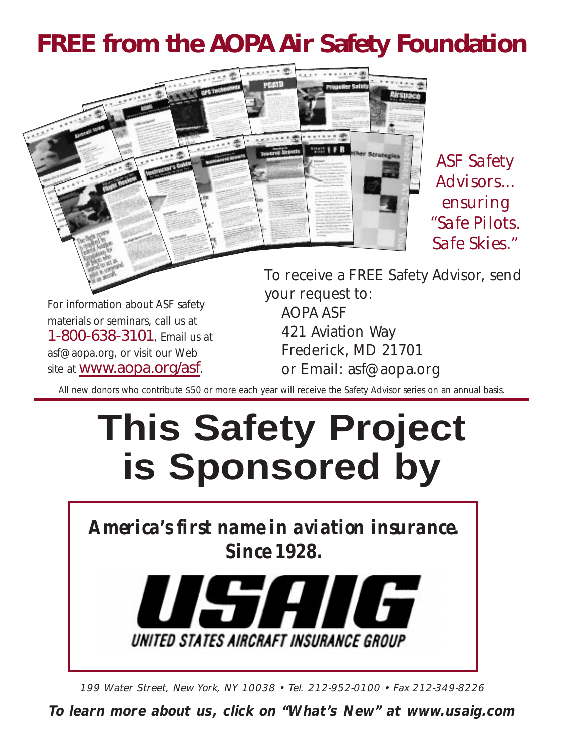# FREE from the AOPA Air Safety Foundation

*ASF Safety Advisors… ensuring "Safe Pilots. Safe Skies."*

For information about ASF safety materials or seminars, call us at 1-800-638-3101, Email us at asf@aopa.org, or visit our Web site at www.aopa.org/asf.

To receive a FREE Safety Advisor, send your request to:

AOPA ASF
421 Aviation Way
Frederick, MD 21701
or Email: asf@aopa.org

All new donors who contribute $50 or more each year will receive the Safety Advisor series on an annual basis.

# This Safety Project is Sponsored by

***America's first name in aviation insurance. Since 1928.***

**USAIG**

UNITED STATES AIRCRAFT INSURANCE GROUP

*199 Water Street, New York, NY 10038 • Tel. 212-952-0100 • Fax 212-349-8226*

***To learn more about us, click on "What's New" at www.usaig.com***